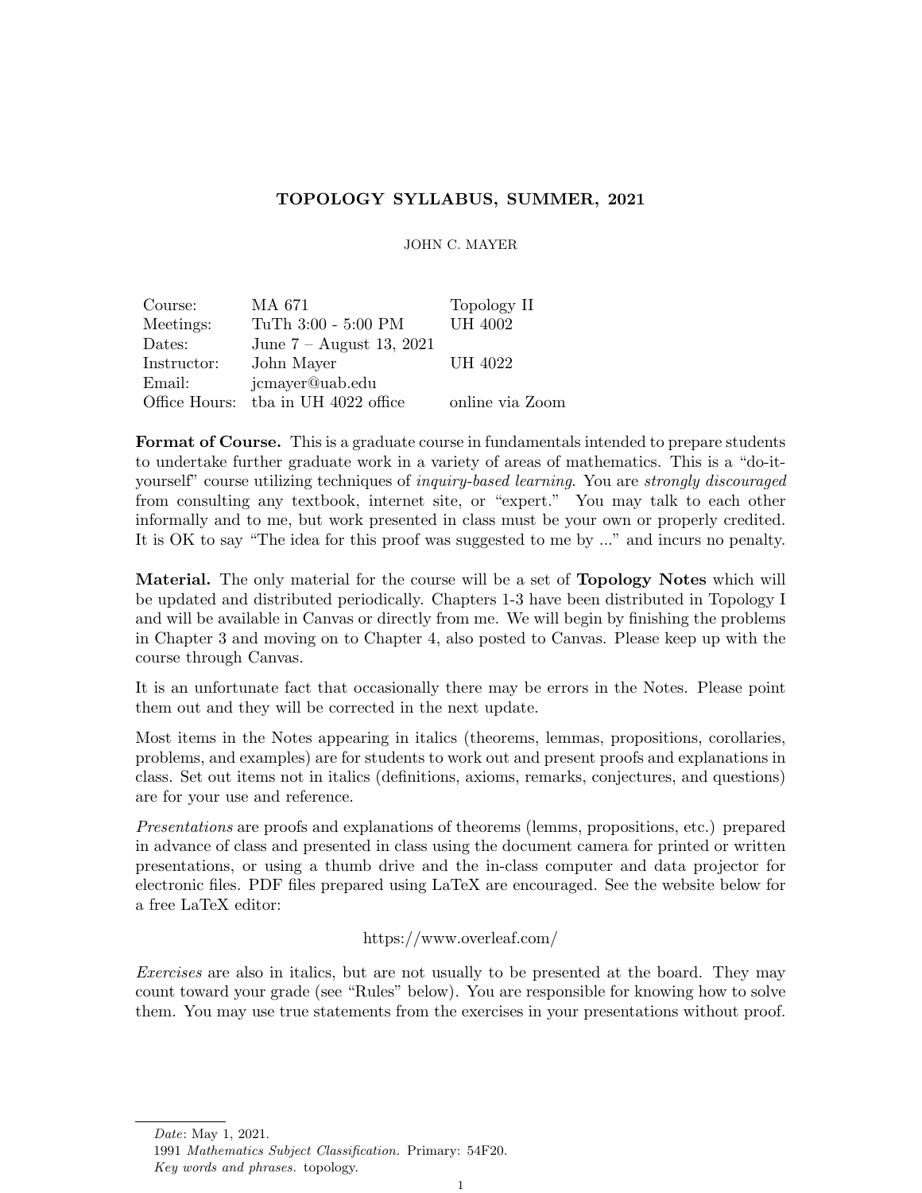# TOPOLOGY SYLLABUS, SUMMER, 2021

JOHN C. MAYER

| | | |
|---|---|---|
| Course: | MA 671 | Topology II |
| Meetings: | TuTh 3:00 - 5:00 PM | UH 4002 |
| Dates: | June 7 – August 13, 2021 | |
| Instructor: | John Mayer | UH 4022 |
| Email: | jcmayer@uab.edu | |
| Office Hours: | tba in UH 4022 office | online via Zoom |

**Format of Course.** This is a graduate course in fundamentals intended to prepare students to undertake further graduate work in a variety of areas of mathematics. This is a "do-it-yourself" course utilizing techniques of *inquiry-based learning*. You are *strongly discouraged* from consulting any textbook, internet site, or "expert." You may talk to each other informally and to me, but work presented in class must be your own or properly credited. It is OK to say "The idea for this proof was suggested to me by ..." and incurs no penalty.

**Material.** The only material for the course will be a set of **Topology Notes** which will be updated and distributed periodically. Chapters 1-3 have been distributed in Topology I and will be available in Canvas or directly from me. We will begin by finishing the problems in Chapter 3 and moving on to Chapter 4, also posted to Canvas. Please keep up with the course through Canvas.

It is an unfortunate fact that occasionally there may be errors in the Notes. Please point them out and they will be corrected in the next update.

Most items in the Notes appearing in italics (theorems, lemmas, propositions, corollaries, problems, and examples) are for students to work out and present proofs and explanations in class. Set out items not in italics (definitions, axioms, remarks, conjectures, and questions) are for your use and reference.

*Presentations* are proofs and explanations of theorems (lemms, propositions, etc.) prepared in advance of class and presented in class using the document camera for printed or written presentations, or using a thumb drive and the in-class computer and data projector for electronic files. PDF files prepared using LaTeX are encouraged. See the website below for a free LaTeX editor:

https://www.overleaf.com/

*Exercises* are also in italics, but are not usually to be presented at the board. They may count toward your grade (see "Rules" below). You are responsible for knowing how to solve them. You may use true statements from the exercises in your presentations without proof.

---

*Date*: May 1, 2021.
1991 *Mathematics Subject Classification.* Primary: 54F20.
*Key words and phrases.* topology.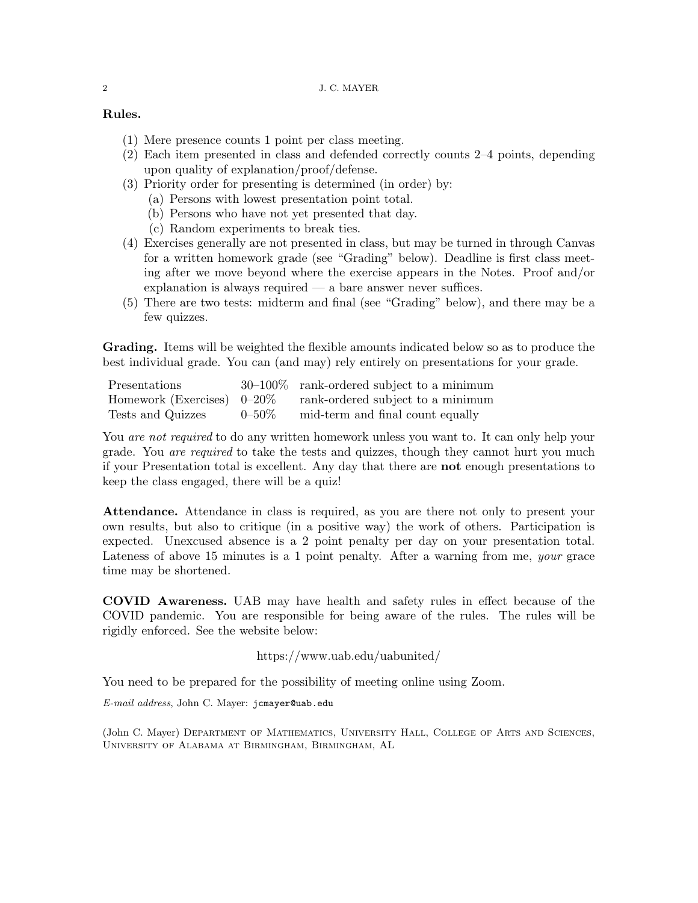**Rules.**

(1) Mere presence counts 1 point per class meeting.
(2) Each item presented in class and defended correctly counts 2–4 points, depending upon quality of explanation/proof/defense.
(3) Priority order for presenting is determined (in order) by:
  (a) Persons with lowest presentation point total.
  (b) Persons who have not yet presented that day.
  (c) Random experiments to break ties.
(4) Exercises generally are not presented in class, but may be turned in through Canvas for a written homework grade (see "Grading" below). Deadline is first class meeting after we move beyond where the exercise appears in the Notes. Proof and/or explanation is always required — a bare answer never suffices.
(5) There are two tests: midterm and final (see "Grading" below), and there may be a few quizzes.

**Grading.** Items will be weighted the flexible amounts indicated below so as to produce the best individual grade. You can (and may) rely entirely on presentations for your grade.

| | | |
|---|---|---|
| Presentations | 30–100% | rank-ordered subject to a minimum |
| Homework (Exercises) | 0–20% | rank-ordered subject to a minimum |
| Tests and Quizzes | 0–50% | mid-term and final count equally |

You *are not required* to do any written homework unless you want to. It can only help your grade. You *are required* to take the tests and quizzes, though they cannot hurt you much if your Presentation total is excellent. Any day that there are **not** enough presentations to keep the class engaged, there will be a quiz!

**Attendance.** Attendance in class is required, as you are there not only to present your own results, but also to critique (in a positive way) the work of others. Participation is expected. Unexcused absence is a 2 point penalty per day on your presentation total. Lateness of above 15 minutes is a 1 point penalty. After a warning from me, *your* grace time may be shortened.

**COVID Awareness.** UAB may have health and safety rules in effect because of the COVID pandemic. You are responsible for being aware of the rules. The rules will be rigidly enforced. See the website below:

https://www.uab.edu/uabunited/

You need to be prepared for the possibility of meeting online using Zoom.

*E-mail address*, John C. Mayer: jcmayer@uab.edu

(John C. Mayer) Department of Mathematics, University Hall, College of Arts and Sciences, University of Alabama at Birmingham, Birmingham, AL